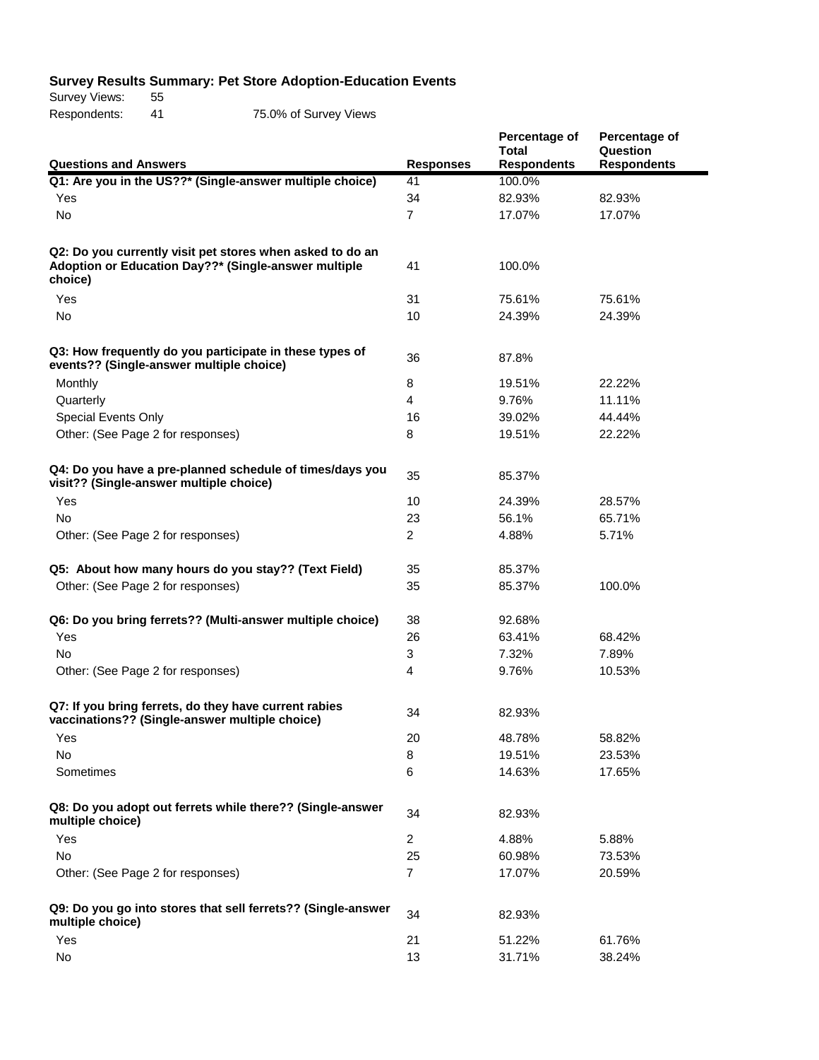**Survey Results Summary: Pet Store Adoption-Education Events**

Survey Views: 55
Respondents: 41 75.0% of Survey Views

| Questions and Answers | Responses | Percentage of Total Respondents | Percentage of Question Respondents |
|---|---|---|---|
| **Q1: Are you in the US??* (Single-answer multiple choice)** | 41 | 100.0% | |
| Yes | 34 | 82.93% | 82.93% |
| No | 7 | 17.07% | 17.07% |
| **Q2: Do you currently visit pet stores when asked to do an Adoption or Education Day??* (Single-answer multiple choice)** | 41 | 100.0% | |
| Yes | 31 | 75.61% | 75.61% |
| No | 10 | 24.39% | 24.39% |
| **Q3: How frequently do you participate in these types of events?? (Single-answer multiple choice)** | 36 | 87.8% | |
| Monthly | 8 | 19.51% | 22.22% |
| Quarterly | 4 | 9.76% | 11.11% |
| Special Events Only | 16 | 39.02% | 44.44% |
| Other: (See Page 2 for responses) | 8 | 19.51% | 22.22% |
| **Q4: Do you have a pre-planned schedule of times/days you visit?? (Single-answer multiple choice)** | 35 | 85.37% | |
| Yes | 10 | 24.39% | 28.57% |
| No | 23 | 56.1% | 65.71% |
| Other: (See Page 2 for responses) | 2 | 4.88% | 5.71% |
| **Q5: About how many hours do you stay?? (Text Field)** | 35 | 85.37% | |
| Other: (See Page 2 for responses) | 35 | 85.37% | 100.0% |
| **Q6: Do you bring ferrets?? (Multi-answer multiple choice)** | 38 | 92.68% | |
| Yes | 26 | 63.41% | 68.42% |
| No | 3 | 7.32% | 7.89% |
| Other: (See Page 2 for responses) | 4 | 9.76% | 10.53% |
| **Q7: If you bring ferrets, do they have current rabies vaccinations?? (Single-answer multiple choice)** | 34 | 82.93% | |
| Yes | 20 | 48.78% | 58.82% |
| No | 8 | 19.51% | 23.53% |
| Sometimes | 6 | 14.63% | 17.65% |
| **Q8: Do you adopt out ferrets while there?? (Single-answer multiple choice)** | 34 | 82.93% | |
| Yes | 2 | 4.88% | 5.88% |
| No | 25 | 60.98% | 73.53% |
| Other: (See Page 2 for responses) | 7 | 17.07% | 20.59% |
| **Q9: Do you go into stores that sell ferrets?? (Single-answer multiple choice)** | 34 | 82.93% | |
| Yes | 21 | 51.22% | 61.76% |
| No | 13 | 31.71% | 38.24% |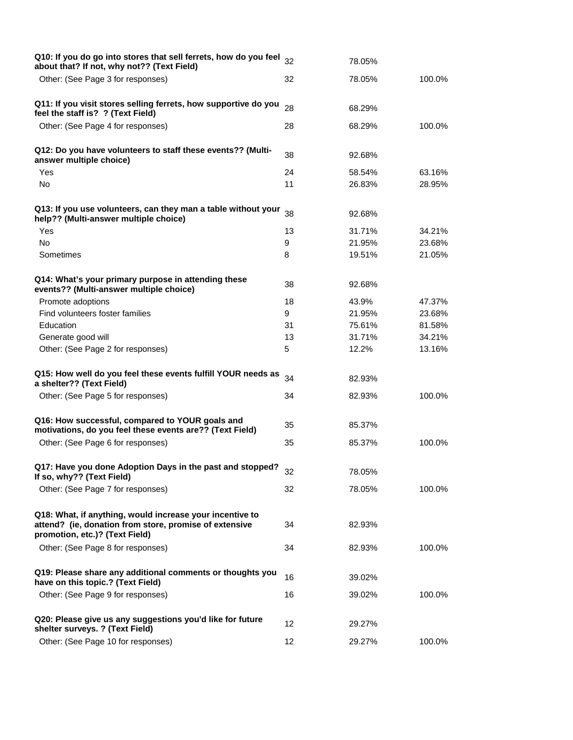| | | | |
|---|---|---|---|
| **Q10: If you do go into stores that sell ferrets, how do you feel about that? If not, why not?? (Text Field)** | 32 | 78.05% | |
| Other: (See Page 3 for responses) | 32 | 78.05% | 100.0% |
| **Q11: If you visit stores selling ferrets, how supportive do you feel the staff is?  ? (Text Field)** | 28 | 68.29% | |
| Other: (See Page 4 for responses) | 28 | 68.29% | 100.0% |
| **Q12: Do you have volunteers to staff these events?? (Multi-answer multiple choice)** | 38 | 92.68% | |
| Yes | 24 | 58.54% | 63.16% |
| No | 11 | 26.83% | 28.95% |
| **Q13: If you use volunteers, can they man a table without your help?? (Multi-answer multiple choice)** | 38 | 92.68% | |
| Yes | 13 | 31.71% | 34.21% |
| No | 9 | 21.95% | 23.68% |
| Sometimes | 8 | 19.51% | 21.05% |
| **Q14: What's your primary purpose in attending these events?? (Multi-answer multiple choice)** | 38 | 92.68% | |
| Promote adoptions | 18 | 43.9% | 47.37% |
| Find volunteers foster families | 9 | 21.95% | 23.68% |
| Education | 31 | 75.61% | 81.58% |
| Generate good will | 13 | 31.71% | 34.21% |
| Other: (See Page 2 for responses) | 5 | 12.2% | 13.16% |
| **Q15: How well do you feel these events fulfill YOUR needs as a shelter?? (Text Field)** | 34 | 82.93% | |
| Other: (See Page 5 for responses) | 34 | 82.93% | 100.0% |
| **Q16: How successful, compared to YOUR goals and motivations, do you feel these events are?? (Text Field)** | 35 | 85.37% | |
| Other: (See Page 6 for responses) | 35 | 85.37% | 100.0% |
| **Q17: Have you done Adoption Days in the past and stopped? If so, why?? (Text Field)** | 32 | 78.05% | |
| Other: (See Page 7 for responses) | 32 | 78.05% | 100.0% |
| **Q18: What, if anything, would increase your incentive to attend?  (ie, donation from store, promise of extensive promotion, etc.)? (Text Field)** | 34 | 82.93% | |
| Other: (See Page 8 for responses) | 34 | 82.93% | 100.0% |
| **Q19: Please share any additional comments or thoughts you have on this topic.? (Text Field)** | 16 | 39.02% | |
| Other: (See Page 9 for responses) | 16 | 39.02% | 100.0% |
| **Q20: Please give us any suggestions you'd like for future shelter surveys. ? (Text Field)** | 12 | 29.27% | |
| Other: (See Page 10 for responses) | 12 | 29.27% | 100.0% |